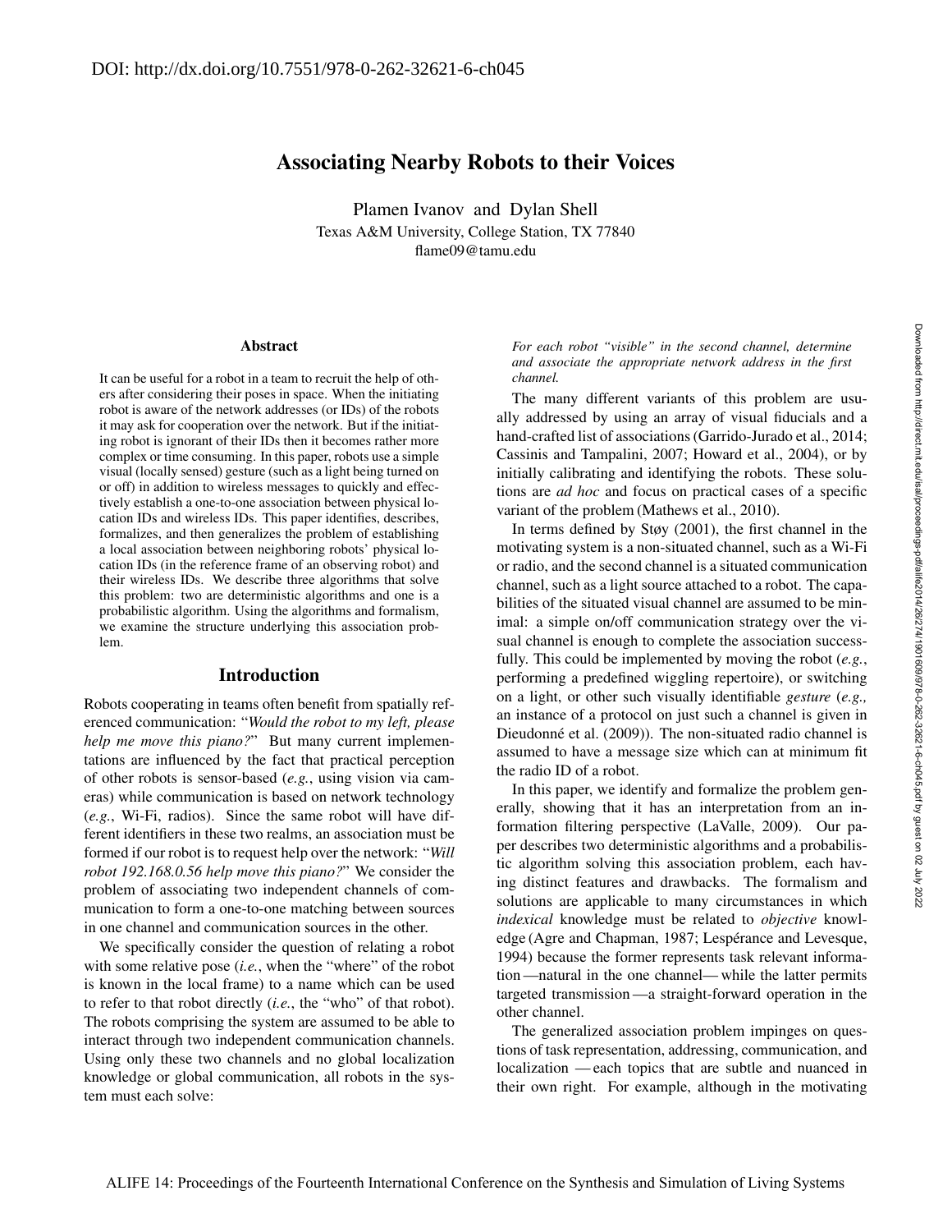DOI: http://dx.doi.org/10.7551/978-0-262-32621-6-ch045

# Associating Nearby Robots to their Voices

Plamen Ivanov and Dylan Shell
Texas A&M University, College Station, TX 77840
flame09@tamu.edu

## Abstract

It can be useful for a robot in a team to recruit the help of others after considering their poses in space. When the initiating robot is aware of the network addresses (or IDs) of the robots it may ask for cooperation over the network. But if the initiating robot is ignorant of their IDs then it becomes rather more complex or time consuming. In this paper, robots use a simple visual (locally sensed) gesture (such as a light being turned on or off) in addition to wireless messages to quickly and effectively establish a one-to-one association between physical location IDs and wireless IDs. This paper identifies, describes, formalizes, and then generalizes the problem of establishing a local association between neighboring robots' physical location IDs (in the reference frame of an observing robot) and their wireless IDs. We describe three algorithms that solve this problem: two are deterministic algorithms and one is a probabilistic algorithm. Using the algorithms and formalism, we examine the structure underlying this association problem.

## Introduction

Robots cooperating in teams often benefit from spatially referenced communication: "*Would the robot to my left, please help me move this piano?*" But many current implementations are influenced by the fact that practical perception of other robots is sensor-based (*e.g.*, using vision via cameras) while communication is based on network technology (*e.g.*, Wi-Fi, radios). Since the same robot will have different identifiers in these two realms, an association must be formed if our robot is to request help over the network: "*Will robot 192.168.0.56 help move this piano?*" We consider the problem of associating two independent channels of communication to form a one-to-one matching between sources in one channel and communication sources in the other.

We specifically consider the question of relating a robot with some relative pose (*i.e.*, when the "where" of the robot is known in the local frame) to a name which can be used to refer to that robot directly (*i.e.*, the "who" of that robot). The robots comprising the system are assumed to be able to interact through two independent communication channels. Using only these two channels and no global localization knowledge or global communication, all robots in the system must each solve:

*For each robot "visible" in the second channel, determine and associate the appropriate network address in the first channel.*

The many different variants of this problem are usually addressed by using an array of visual fiducials and a hand-crafted list of associations (Garrido-Jurado et al., 2014; Cassinis and Tampalini, 2007; Howard et al., 2004), or by initially calibrating and identifying the robots. These solutions are *ad hoc* and focus on practical cases of a specific variant of the problem (Mathews et al., 2010).

In terms defined by Støy (2001), the first channel in the motivating system is a non-situated channel, such as a Wi-Fi or radio, and the second channel is a situated communication channel, such as a light source attached to a robot. The capabilities of the situated visual channel are assumed to be minimal: a simple on/off communication strategy over the visual channel is enough to complete the association successfully. This could be implemented by moving the robot (*e.g.*, performing a predefined wiggling repertoire), or switching on a light, or other such visually identifiable *gesture* (*e.g.,* an instance of a protocol on just such a channel is given in Dieudonné et al. (2009)). The non-situated radio channel is assumed to have a message size which can at minimum fit the radio ID of a robot.

In this paper, we identify and formalize the problem generally, showing that it has an interpretation from an information filtering perspective (LaValle, 2009). Our paper describes two deterministic algorithms and a probabilistic algorithm solving this association problem, each having distinct features and drawbacks. The formalism and solutions are applicable to many circumstances in which *indexical* knowledge must be related to *objective* knowledge (Agre and Chapman, 1987; Lespérance and Levesque, 1994) because the former represents task relevant information —natural in the one channel— while the latter permits targeted transmission —a straight-forward operation in the other channel.

The generalized association problem impinges on questions of task representation, addressing, communication, and localization — each topics that are subtle and nuanced in their own right. For example, although in the motivating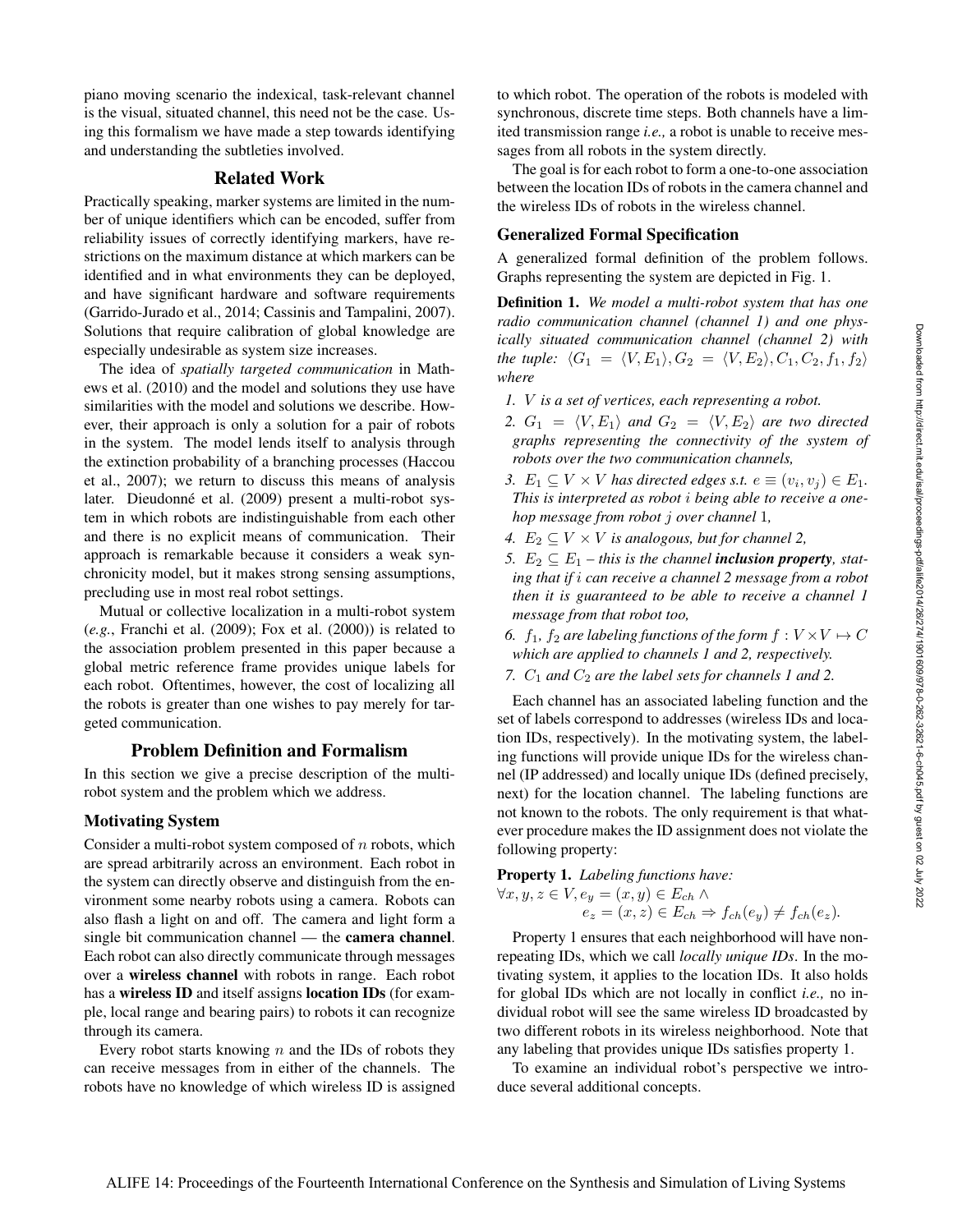piano moving scenario the indexical, task-relevant channel is the visual, situated channel, this need not be the case. Using this formalism we have made a step towards identifying and understanding the subtleties involved.

## Related Work

Practically speaking, marker systems are limited in the number of unique identifiers which can be encoded, suffer from reliability issues of correctly identifying markers, have restrictions on the maximum distance at which markers can be identified and in what environments they can be deployed, and have significant hardware and software requirements (Garrido-Jurado et al., 2014; Cassinis and Tampalini, 2007). Solutions that require calibration of global knowledge are especially undesirable as system size increases.

The idea of *spatially targeted communication* in Mathews et al. (2010) and the model and solutions they use have similarities with the model and solutions we describe. However, their approach is only a solution for a pair of robots in the system. The model lends itself to analysis through the extinction probability of a branching processes (Haccou et al., 2007); we return to discuss this means of analysis later. Dieudonné et al. (2009) present a multi-robot system in which robots are indistinguishable from each other and there is no explicit means of communication. Their approach is remarkable because it considers a weak synchronicity model, but it makes strong sensing assumptions, precluding use in most real robot settings.

Mutual or collective localization in a multi-robot system (*e.g.*, Franchi et al. (2009); Fox et al. (2000)) is related to the association problem presented in this paper because a global metric reference frame provides unique labels for each robot. Oftentimes, however, the cost of localizing all the robots is greater than one wishes to pay merely for targeted communication.

## Problem Definition and Formalism

In this section we give a precise description of the multi-robot system and the problem which we address.

### Motivating System

Consider a multi-robot system composed of $n$ robots, which are spread arbitrarily across an environment. Each robot in the system can directly observe and distinguish from the environment some nearby robots using a camera. Robots can also flash a light on and off. The camera and light form a single bit communication channel — the **camera channel**. Each robot can also directly communicate through messages over a **wireless channel** with robots in range. Each robot has a **wireless ID** and itself assigns **location IDs** (for example, local range and bearing pairs) to robots it can recognize through its camera.

Every robot starts knowing $n$ and the IDs of robots they can receive messages from in either of the channels. The robots have no knowledge of which wireless ID is assigned to which robot. The operation of the robots is modeled with synchronous, discrete time steps. Both channels have a limited transmission range *i.e.,* a robot is unable to receive messages from all robots in the system directly.

The goal is for each robot to form a one-to-one association between the location IDs of robots in the camera channel and the wireless IDs of robots in the wireless channel.

### Generalized Formal Specification

A generalized formal definition of the problem follows. Graphs representing the system are depicted in Fig. 1.

**Definition 1.** *We model a multi-robot system that has one radio communication channel (channel 1) and one physically situated communication channel (channel 2) with the tuple:* $\langle G_1 = \langle V, E_1 \rangle, G_2 = \langle V, E_2 \rangle, C_1, C_2, f_1, f_2 \rangle$ *where*

1. *$V$ is a set of vertices, each representing a robot.*
2. *$G_1 = \langle V, E_1 \rangle$ and $G_2 = \langle V, E_2 \rangle$ are two directed graphs representing the connectivity of the system of robots over the two communication channels,*
3. *$E_1 \subseteq V \times V$ has directed edges s.t. $e \equiv (v_i, v_j) \in E_1$. This is interpreted as robot $i$ being able to receive a one-hop message from robot $j$ over channel 1,*
4. *$E_2 \subseteq V \times V$ is analogous, but for channel 2,*
5. *$E_2 \subseteq E_1$ – this is the channel **inclusion property**, stating that if $i$ can receive a channel 2 message from a robot then it is guaranteed to be able to receive a channel 1 message from that robot too,*
6. *$f_1$, $f_2$ are labeling functions of the form $f : V \times V \mapsto C$ which are applied to channels 1 and 2, respectively.*
7. *$C_1$ and $C_2$ are the label sets for channels 1 and 2.*

Each channel has an associated labeling function and the set of labels correspond to addresses (wireless IDs and location IDs, respectively). In the motivating system, the labeling functions will provide unique IDs for the wireless channel (IP addressed) and locally unique IDs (defined precisely, next) for the location channel. The labeling functions are not known to the robots. The only requirement is that whatever procedure makes the ID assignment does not violate the following property:

**Property 1.** *Labeling functions have:*

$$\forall x, y, z \in V, e_y = (x, y) \in E_{ch} \wedge e_z = (x, z) \in E_{ch} \Rightarrow f_{ch}(e_y) \neq f_{ch}(e_z).$$

Property 1 ensures that each neighborhood will have non-repeating IDs, which we call *locally unique IDs*. In the motivating system, it applies to the location IDs. It also holds for global IDs which are not locally in conflict *i.e.,* no individual robot will see the same wireless ID broadcasted by two different robots in its wireless neighborhood. Note that any labeling that provides unique IDs satisfies property 1.

To examine an individual robot's perspective we introduce several additional concepts.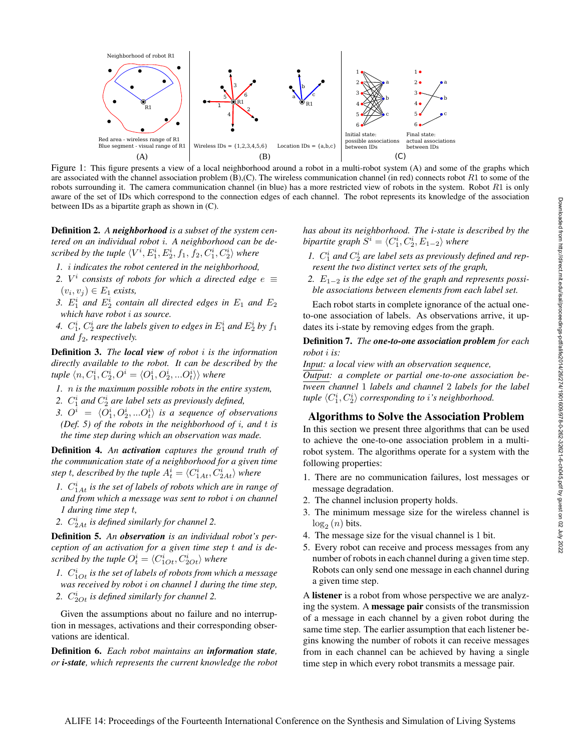Figure 1: This figure presents a view of a local neighborhood around a robot in a multi-robot system (A) and some of the graphs which are associated with the channel association problem (B),(C). The wireless communication channel (in red) connects robot $R1$ to some of the robots surrounding it. The camera communication channel (in blue) has a more restricted view of robots in the system. Robot $R1$ is only aware of the set of IDs which correspond to the connection edges of each channel. The robot represents its knowledge of the association between IDs as a bipartite graph as shown in (C).

**Definition 2.** *A **neighborhood** is a subset of the system centered on an individual robot $i$. A neighborhood can be described by the tuple $\langle V^i, E_1^i, E_2^i, f_1, f_2, C_1^i, C_2^i \rangle$ where*

1. *$i$ indicates the robot centered in the neighborhood,*
2. *$V^i$ consists of robots for which a directed edge $e \equiv (v_i, v_j) \in E_1$ exists,*
3. *$E_1^i$ and $E_2^i$ contain all directed edges in $E_1$ and $E_2$ which have robot $i$ as source.*
4. *$C_1^i$, $C_2^i$ are the labels given to edges in $E_1^i$ and $E_2^i$ by $f_1$ and $f_2$, respectively.*

**Definition 3.** *The **local view** of robot $i$ is the information directly available to the robot. It can be described by the tuple $\langle n, C_1^i, C_2^i, O^i = \langle O_1^i, O_2^i, ...O_t^i \rangle \rangle$ where*

1. *$n$ is the maximum possible robots in the entire system,*
2. *$C_1^i$ and $C_2^i$ are label sets as previously defined,*
3. *$O^i = \langle O_1^i, O_2^i, ...O_t^i \rangle$ is a sequence of observations (Def. 5) of the robots in the neighborhood of $i$, and $t$ is the time step during which an observation was made.*

**Definition 4.** *An **activation** captures the ground truth of the communication state of a neighborhood for a given time step $t$, described by the tuple $A_t^i = \langle C_{1At}^i, C_{2At}^i \rangle$ where*

1. *$C_{1At}^i$ is the set of labels of robots which are in range of and from which a message was sent to robot $i$ on channel 1 during time step $t$,*
2. *$C_{2At}^i$ is defined similarly for channel 2.*

**Definition 5.** *An **observation** is an individual robot's perception of an activation for a given time step $t$ and is described by the tuple $O_t^i = \langle C_{1Ot}^i, C_{2Ot}^i \rangle$ where*

1. *$C_{1Ot}^i$ is the set of labels of robots from which a message was received by robot $i$ on channel 1 during the time step,*
2. *$C_{2Ot}^i$ is defined similarly for channel 2.*

Given the assumptions about no failure and no interruption in messages, activations and their corresponding observations are identical.

**Definition 6.** *Each robot maintains an **information state**, or **i-state**, which represents the current knowledge the robot has about its neighborhood. The i-state is described by the bipartite graph $S^i = \langle C_1^i, C_2^i, E_{1-2} \rangle$ where*

1. *$C_1^i$ and $C_2^i$ are label sets as previously defined and represent the two distinct vertex sets of the graph,*
2. *$E_{1-2}$ is the edge set of the graph and represents possible associations between elements from each label set.*

Each robot starts in complete ignorance of the actual one-to-one association of labels. As observations arrive, it updates its i-state by removing edges from the graph.

**Definition 7.** *The **one-to-one association problem** for each robot $i$ is:*
*Input: a local view with an observation sequence,*
*Output: a complete or partial one-to-one association between channel 1 labels and channel 2 labels for the label tuple $\langle C_1^i, C_2^i \rangle$ corresponding to $i$'s neighborhood.*

## Algorithms to Solve the Association Problem

In this section we present three algorithms that can be used to achieve the one-to-one association problem in a multi-robot system. The algorithms operate for a system with the following properties:

1. There are no communication failures, lost messages or message degradation.
2. The channel inclusion property holds.
3. The minimum message size for the wireless channel is $\log_2(n)$ bits.
4. The message size for the visual channel is 1 bit.
5. Every robot can receive and process messages from any number of robots in each channel during a given time step. Robots can only send one message in each channel during a given time step.

A **listener** is a robot from whose perspective we are analyzing the system. A **message pair** consists of the transmission of a message in each channel by a given robot during the same time step. The earlier assumption that each listener begins knowing the number of robots it can receive messages from in each channel can be achieved by having a single time step in which every robot transmits a message pair.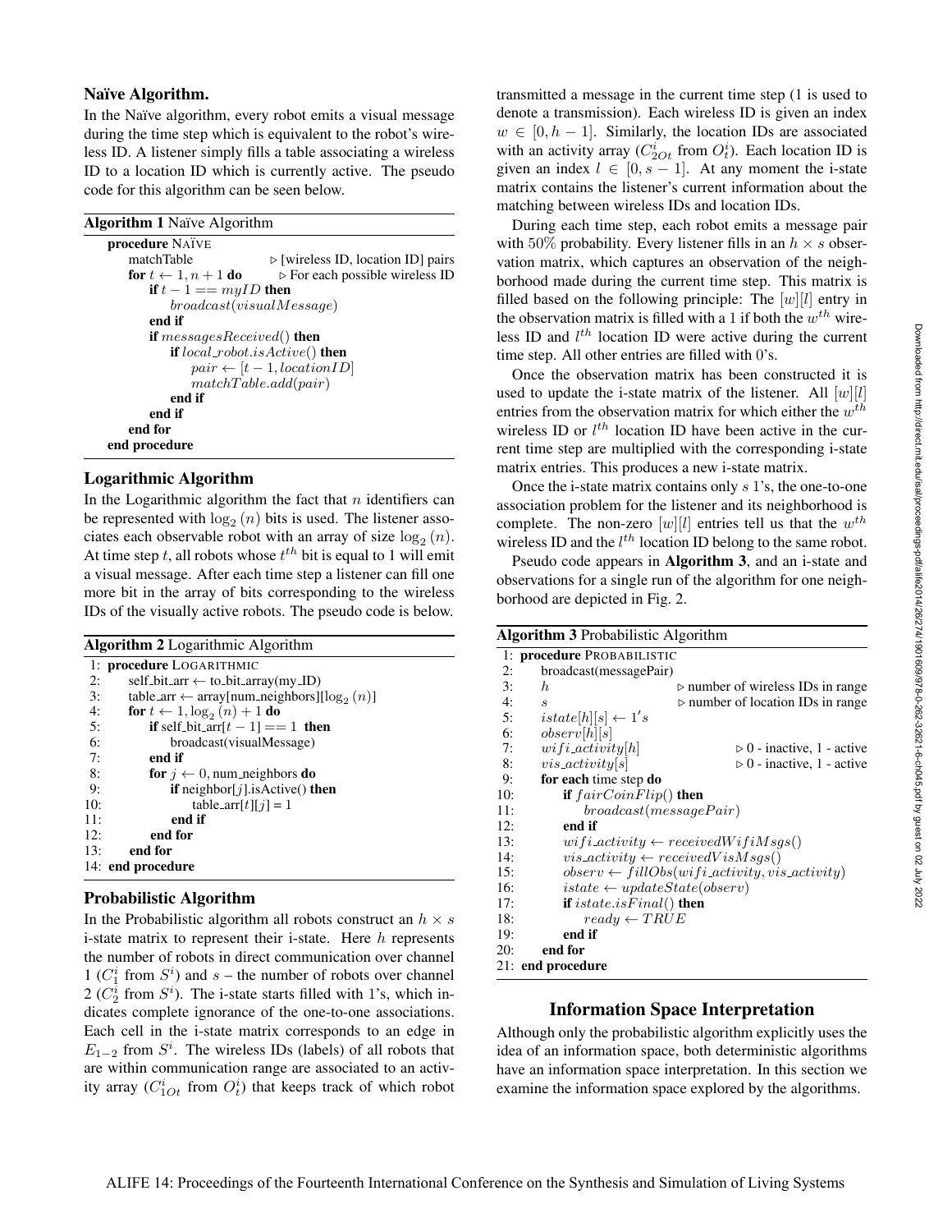### Naïve Algorithm.

In the Naïve algorithm, every robot emits a visual message during the time step which is equivalent to the robot's wireless ID. A listener simply fills a table associating a wireless ID to a location ID which is currently active. The pseudo code for this algorithm can be seen below.

**Algorithm 1** Naïve Algorithm

```
procedure NAÏVE
    matchTable                    ▷ [wireless ID, location ID] pairs
    for t ← 1, n + 1 do           ▷ For each possible wireless ID
        if t − 1 == myID then
            broadcast(visualMessage)
        end if
        if messagesReceived() then
            if local_robot.isActive() then
                pair ← [t − 1, locationID]
                matchTable.add(pair)
            end if
        end if
    end for
end procedure
```

### Logarithmic Algorithm

In the Logarithmic algorithm the fact that $n$ identifiers can be represented with $\log_2(n)$ bits is used. The listener associates each observable robot with an array of size $\log_2(n)$. At time step $t$, all robots whose $t^{th}$ bit is equal to 1 will emit a visual message. After each time step a listener can fill one more bit in the array of bits corresponding to the wireless IDs of the visually active robots. The pseudo code is below.

**Algorithm 2** Logarithmic Algorithm

```
 1: procedure LOGARITHMIC
 2:     self_bit_arr ← to_bit_array(my_ID)
 3:     table_arr ← array[num_neighbors][log2(n)]
 4:     for t ← 1, log2(n) + 1 do
 5:         if self_bit_arr[t − 1] == 1 then
 6:             broadcast(visualMessage)
 7:         end if
 8:         for j ← 0, num_neighbors do
 9:             if neighbor[j].isActive() then
10:                 table_arr[t][j] = 1
11:             end if
12:         end for
13:     end for
14: end procedure
```

### Probabilistic Algorithm

In the Probabilistic algorithm all robots construct an $h \times s$ i-state matrix to represent their i-state. Here $h$ represents the number of robots in direct communication over channel 1 ($C_1^i$ from $S^i$) and $s$ – the number of robots over channel 2 ($C_2^i$ from $S^i$). The i-state starts filled with 1's, which indicates complete ignorance of the one-to-one associations. Each cell in the i-state matrix corresponds to an edge in $E_{1-2}$ from $S^i$. The wireless IDs (labels) of all robots that are within communication range are associated to an activity array ($C_{1Ot}^i$ from $O_t^i$) that keeps track of which robot transmitted a message in the current time step (1 is used to denote a transmission). Each wireless ID is given an index $w \in [0, h-1]$. Similarly, the location IDs are associated with an activity array ($C_{2Ot}^i$ from $O_t^i$). Each location ID is given an index $l \in [0, s-1]$. At any moment the i-state matrix contains the listener's current information about the matching between wireless IDs and location IDs.

During each time step, each robot emits a message pair with 50% probability. Every listener fills in an $h \times s$ observation matrix, which captures an observation of the neighborhood made during the current time step. This matrix is filled based on the following principle: The $[w][l]$ entry in the observation matrix is filled with a 1 if both the $w^{th}$ wireless ID and $l^{th}$ location ID were active during the current time step. All other entries are filled with 0's.

Once the observation matrix has been constructed it is used to update the i-state matrix of the listener. All $[w][l]$ entries from the observation matrix for which either the $w^{th}$ wireless ID or $l^{th}$ location ID have been active in the current time step are multiplied with the corresponding i-state matrix entries. This produces a new i-state matrix.

Once the i-state matrix contains only $s$ 1's, the one-to-one association problem for the listener and its neighborhood is complete. The non-zero $[w][l]$ entries tell us that the $w^{th}$ wireless ID and the $l^{th}$ location ID belong to the same robot.

Pseudo code appears in **Algorithm 3**, and an i-state and observations for a single run of the algorithm for one neighborhood are depicted in Fig. 2.

**Algorithm 3** Probabilistic Algorithm

```
 1: procedure PROBABILISTIC
 2:     broadcast(messagePair)
 3:     h                         ▷ number of wireless IDs in range
 4:     s                         ▷ number of location IDs in range
 5:     istate[h][s] ← 1's
 6:     observ[h][s]
 7:     wifi_activity[h]          ▷ 0 - inactive, 1 - active
 8:     vis_activity[s]           ▷ 0 - inactive, 1 - active
 9:     for each time step do
10:         if fairCoinFlip() then
11:             broadcast(messagePair)
12:         end if
13:         wifi_activity ← receivedWifiMsgs()
14:         vis_activity ← receivedVisMsgs()
15:         observ ← fillObs(wifi_activity, vis_activity)
16:         istate ← updateState(observ)
17:         if istate.isFinal() then
18:             ready ← TRUE
19:         end if
20:     end for
21: end procedure
```

## Information Space Interpretation

Although only the probabilistic algorithm explicitly uses the idea of an information space, both deterministic algorithms have an information space interpretation. In this section we examine the information space explored by the algorithms.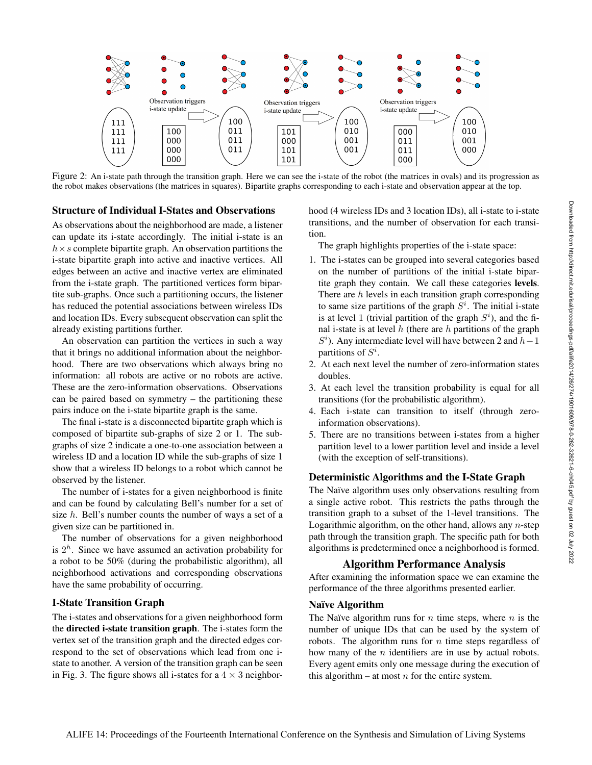Figure 2: An i-state path through the transition graph. Here we can see the i-state of the robot (the matrices in ovals) and its progression as the robot makes observations (the matrices in squares). Bipartite graphs corresponding to each i-state and observation appear at the top.

### Structure of Individual I-States and Observations

As observations about the neighborhood are made, a listener can update its i-state accordingly. The initial i-state is an $h \times s$ complete bipartite graph. An observation partitions the i-state bipartite graph into active and inactive vertices. All edges between an active and inactive vertex are eliminated from the i-state graph. The partitioned vertices form bipartite sub-graphs. Once such a partitioning occurs, the listener has reduced the potential associations between wireless IDs and location IDs. Every subsequent observation can split the already existing partitions further.

An observation can partition the vertices in such a way that it brings no additional information about the neighborhood. There are two observations which always bring no information: all robots are active or no robots are active. These are the zero-information observations. Observations can be paired based on symmetry – the partitioning these pairs induce on the i-state bipartite graph is the same.

The final i-state is a disconnected bipartite graph which is composed of bipartite sub-graphs of size 2 or 1. The sub-graphs of size 2 indicate a one-to-one association between a wireless ID and a location ID while the sub-graphs of size 1 show that a wireless ID belongs to a robot which cannot be observed by the listener.

The number of i-states for a given neighborhood is finite and can be found by calculating Bell's number for a set of size $h$. Bell's number counts the number of ways a set of a given size can be partitioned in.

The number of observations for a given neighborhood is $2^h$. Since we have assumed an activation probability for a robot to be 50% (during the probabilistic algorithm), all neighborhood activations and corresponding observations have the same probability of occurring.

### I-State Transition Graph

The i-states and observations for a given neighborhood form the **directed i-state transition graph**. The i-states form the vertex set of the transition graph and the directed edges correspond to the set of observations which lead from one i-state to another. A version of the transition graph can be seen in Fig. 3. The figure shows all i-states for a $4 \times 3$ neighborhood (4 wireless IDs and 3 location IDs), all i-state to i-state transitions, and the number of observation for each transition.

The graph highlights properties of the i-state space:

1. The i-states can be grouped into several categories based on the number of partitions of the initial i-state bipartite graph they contain. We call these categories **levels**. There are $h$ levels in each transition graph corresponding to same size partitions of the graph $S^i$. The initial i-state is at level 1 (trivial partition of the graph $S^i$), and the final i-state is at level $h$ (there are $h$ partitions of the graph $S^i$). Any intermediate level will have between 2 and $h-1$ partitions of $S^i$.
2. At each next level the number of zero-information states doubles.
3. At each level the transition probability is equal for all transitions (for the probabilistic algorithm).
4. Each i-state can transition to itself (through zero-information observations).
5. There are no transitions between i-states from a higher partition level to a lower partition level and inside a level (with the exception of self-transitions).

### Deterministic Algorithms and the I-State Graph

The Naïve algorithm uses only observations resulting from a single active robot. This restricts the paths through the transition graph to a subset of the 1-level transitions. The Logarithmic algorithm, on the other hand, allows any $n$-step path through the transition graph. The specific path for both algorithms is predetermined once a neighborhood is formed.

## Algorithm Performance Analysis

After examining the information space we can examine the performance of the three algorithms presented earlier.

### Naïve Algorithm

The Naïve algorithm runs for $n$ time steps, where $n$ is the number of unique IDs that can be used by the system of robots. The algorithm runs for $n$ time steps regardless of how many of the $n$ identifiers are in use by actual robots. Every agent emits only one message during the execution of this algorithm – at most $n$ for the entire system.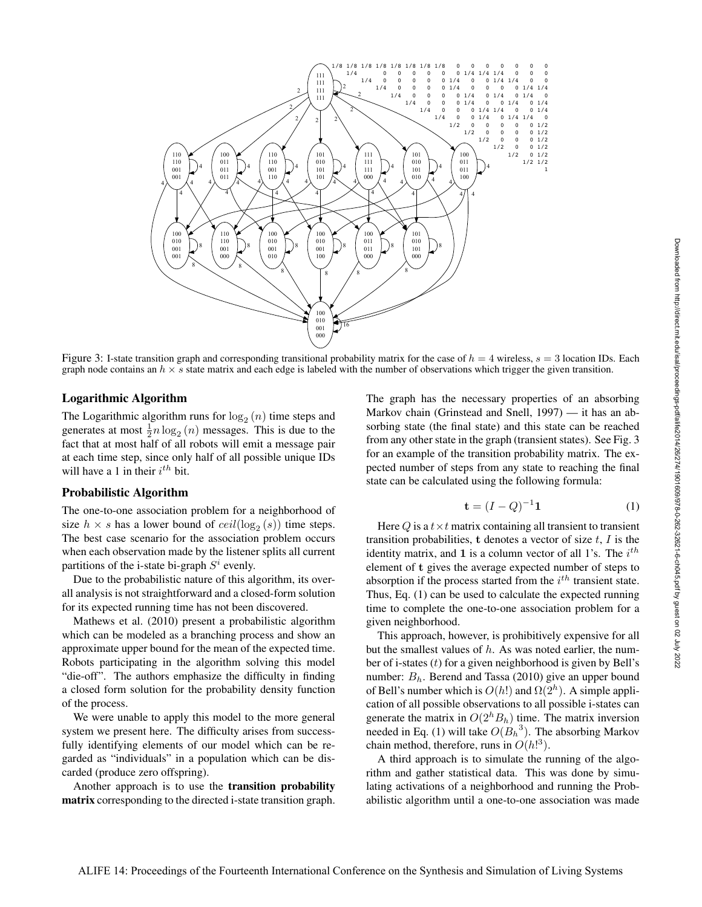Figure 3: I-state transition graph and corresponding transitional probability matrix for the case of $h = 4$ wireless, $s = 3$ location IDs. Each graph node contains an $h \times s$ state matrix and each edge is labeled with the number of observations which trigger the given transition.

## Logarithmic Algorithm

The Logarithmic algorithm runs for $\log_2(n)$ time steps and generates at most $\frac{1}{2}n\log_2(n)$ messages. This is due to the fact that at most half of all robots will emit a message pair at each time step, since only half of all possible unique IDs will have a 1 in their $i^{th}$ bit.

## Probabilistic Algorithm

The one-to-one association problem for a neighborhood of size $h \times s$ has a lower bound of $ceil(\log_2(s))$ time steps. The best case scenario for the association problem occurs when each observation made by the listener splits all current partitions of the i-state bi-graph $S^i$ evenly.

Due to the probabilistic nature of this algorithm, its overall analysis is not straightforward and a closed-form solution for its expected running time has not been discovered.

Mathews et al. (2010) present a probabilistic algorithm which can be modeled as a branching process and show an approximate upper bound for the mean of the expected time. Robots participating in the algorithm solving this model "die-off". The authors emphasize the difficulty in finding a closed form solution for the probability density function of the process.

We were unable to apply this model to the more general system we present here. The difficulty arises from successfully identifying elements of our model which can be regarded as "individuals" in a population which can be discarded (produce zero offspring).

Another approach is to use the **transition probability matrix** corresponding to the directed i-state transition graph. The graph has the necessary properties of an absorbing Markov chain (Grinstead and Snell, 1997) — it has an absorbing state (the final state) and this state can be reached from any other state in the graph (transient states). See Fig. 3 for an example of the transition probability matrix. The expected number of steps from any state to reaching the final state can be calculated using the following formula:

$$\mathbf{t} = (I - Q)^{-1}\mathbf{1} \tag{1}$$

Here $Q$ is a $t \times t$ matrix containing all transient to transient transition probabilities, $\mathbf{t}$ denotes a vector of size $t$, $I$ is the identity matrix, and $\mathbf{1}$ is a column vector of all 1's. The $i^{th}$ element of $\mathbf{t}$ gives the average expected number of steps to absorption if the process started from the $i^{th}$ transient state. Thus, Eq. (1) can be used to calculate the expected running time to complete the one-to-one association problem for a given neighborhood.

This approach, however, is prohibitively expensive for all but the smallest values of $h$. As was noted earlier, the number of i-states ($t$) for a given neighborhood is given by Bell's number: $B_h$. Berend and Tassa (2010) give an upper bound of Bell's number which is $O(h!)$ and $\Omega(2^h)$. A simple application of all possible observations to all possible i-states can generate the matrix in $O(2^h B_h)$ time. The matrix inversion needed in Eq. (1) will take $O({B_h}^3)$. The absorbing Markov chain method, therefore, runs in $O(h!^3)$.

A third approach is to simulate the running of the algorithm and gather statistical data. This was done by simulating activations of a neighborhood and running the Probabilistic algorithm until a one-to-one association was made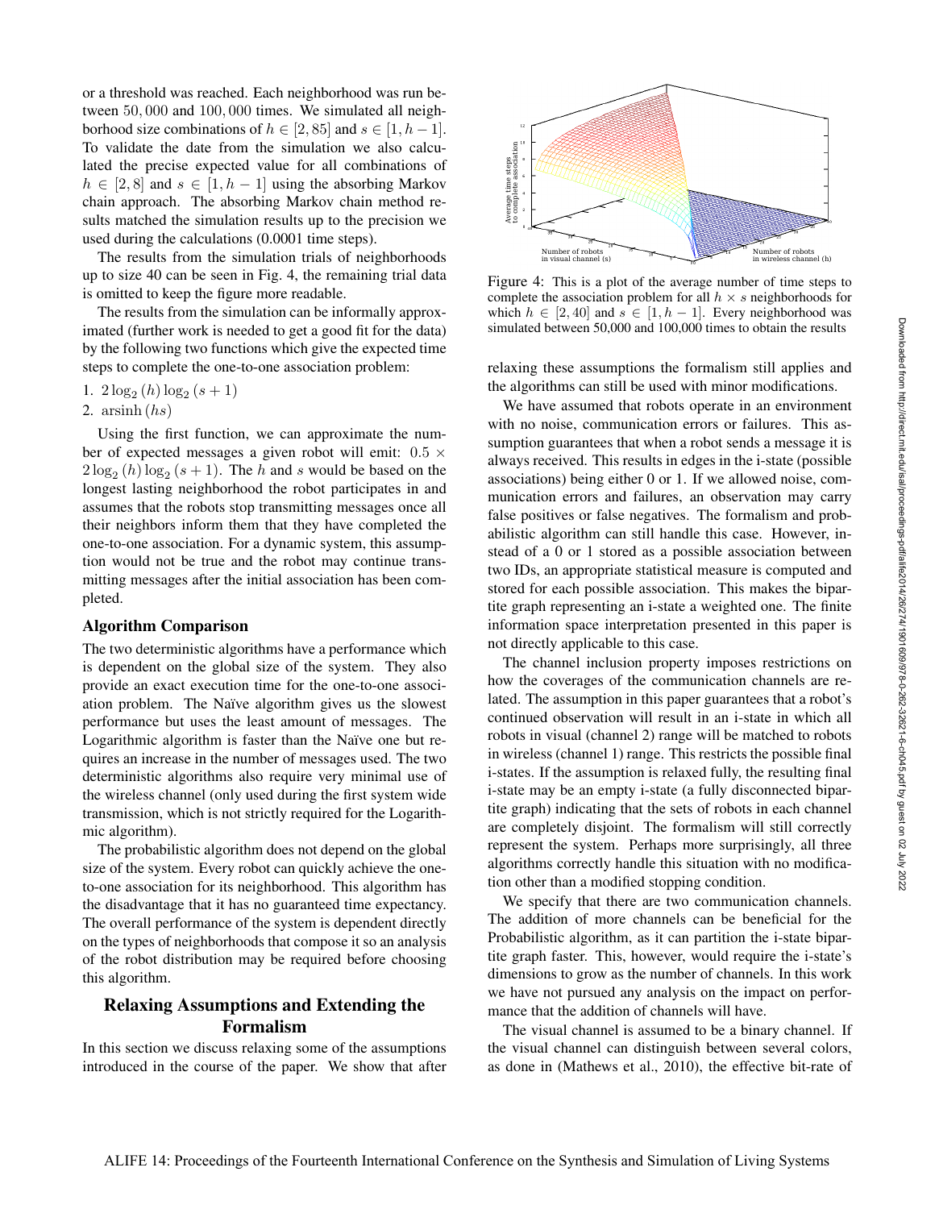or a threshold was reached. Each neighborhood was run between $50,000$ and $100,000$ times. We simulated all neighborhood size combinations of $h \in [2, 85]$ and $s \in [1, h-1]$. To validate the date from the simulation we also calculated the precise expected value for all combinations of $h \in [2, 8]$ and $s \in [1, h-1]$ using the absorbing Markov chain approach. The absorbing Markov chain method results matched the simulation results up to the precision we used during the calculations (0.0001 time steps).

The results from the simulation trials of neighborhoods up to size 40 can be seen in Fig. 4, the remaining trial data is omitted to keep the figure more readable.

The results from the simulation can be informally approximated (further work is needed to get a good fit for the data) by the following two functions which give the expected time steps to complete the one-to-one association problem:

1. $2 \log_2(h) \log_2(s+1)$
2. $\text{arsinh}(hs)$

Using the first function, we can approximate the number of expected messages a given robot will emit: $0.5 \times 2 \log_2(h) \log_2(s+1)$. The $h$ and $s$ would be based on the longest lasting neighborhood the robot participates in and assumes that the robots stop transmitting messages once all their neighbors inform them that they have completed the one-to-one association. For a dynamic system, this assumption would not be true and the robot may continue transmitting messages after the initial association has been completed.

### Algorithm Comparison

The two deterministic algorithms have a performance which is dependent on the global size of the system. They also provide an exact execution time for the one-to-one association problem. The Naïve algorithm gives us the slowest performance but uses the least amount of messages. The Logarithmic algorithm is faster than the Naïve one but requires an increase in the number of messages used. The two deterministic algorithms also require very minimal use of the wireless channel (only used during the first system wide transmission, which is not strictly required for the Logarithmic algorithm).

The probabilistic algorithm does not depend on the global size of the system. Every robot can quickly achieve the one-to-one association for its neighborhood. This algorithm has the disadvantage that it has no guaranteed time expectancy. The overall performance of the system is dependent directly on the types of neighborhoods that compose it so an analysis of the robot distribution may be required before choosing this algorithm.

Figure 4: This is a plot of the average number of time steps to complete the association problem for all $h \times s$ neighborhoods for which $h \in [2, 40]$ and $s \in [1, h-1]$. Every neighborhood was simulated between 50,000 and 100,000 times to obtain the results

## Relaxing Assumptions and Extending the Formalism

In this section we discuss relaxing some of the assumptions introduced in the course of the paper. We show that after relaxing these assumptions the formalism still applies and the algorithms can still be used with minor modifications.

We have assumed that robots operate in an environment with no noise, communication errors or failures. This assumption guarantees that when a robot sends a message it is always received. This results in edges in the i-state (possible associations) being either 0 or 1. If we allowed noise, communication errors and failures, an observation may carry false positives or false negatives. The formalism and probabilistic algorithm can still handle this case. However, instead of a 0 or 1 stored as a possible association between two IDs, an appropriate statistical measure is computed and stored for each possible association. This makes the bipartite graph representing an i-state a weighted one. The finite information space interpretation presented in this paper is not directly applicable to this case.

The channel inclusion property imposes restrictions on how the coverages of the communication channels are related. The assumption in this paper guarantees that a robot's continued observation will result in an i-state in which all robots in visual (channel 2) range will be matched to robots in wireless (channel 1) range. This restricts the possible final i-states. If the assumption is relaxed fully, the resulting final i-state may be an empty i-state (a fully disconnected bipartite graph) indicating that the sets of robots in each channel are completely disjoint. The formalism will still correctly represent the system. Perhaps more surprisingly, all three algorithms correctly handle this situation with no modification other than a modified stopping condition.

We specify that there are two communication channels. The addition of more channels can be beneficial for the Probabilistic algorithm, as it can partition the i-state bipartite graph faster. This, however, would require the i-state's dimensions to grow as the number of channels. In this work we have not pursued any analysis on the impact on performance that the addition of channels will have.

The visual channel is assumed to be a binary channel. If the visual channel can distinguish between several colors, as done in (Mathews et al., 2010), the effective bit-rate of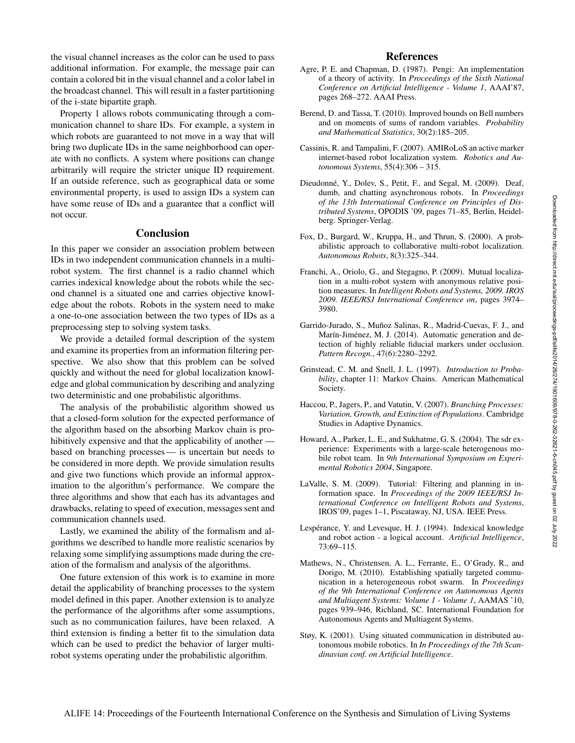the visual channel increases as the color can be used to pass additional information. For example, the message pair can contain a colored bit in the visual channel and a color label in the broadcast channel. This will result in a faster partitioning of the i-state bipartite graph.

Property 1 allows robots communicating through a communication channel to share IDs. For example, a system in which robots are guaranteed to not move in a way that will bring two duplicate IDs in the same neighborhood can operate with no conflicts. A system where positions can change arbitrarily will require the stricter unique ID requirement. If an outside reference, such as geographical data or some environmental property, is used to assign IDs a system can have some reuse of IDs and a guarantee that a conflict will not occur.

## Conclusion

In this paper we consider an association problem between IDs in two independent communication channels in a multi-robot system. The first channel is a radio channel which carries indexical knowledge about the robots while the second channel is a situated one and carries objective knowledge about the robots. Robots in the system need to make a one-to-one association between the two types of IDs as a preprocessing step to solving system tasks.

We provide a detailed formal description of the system and examine its properties from an information filtering perspective. We also show that this problem can be solved quickly and without the need for global localization knowledge and global communication by describing and analyzing two deterministic and one probabilistic algorithms.

The analysis of the probabilistic algorithm showed us that a closed-form solution for the expected performance of the algorithm based on the absorbing Markov chain is prohibitively expensive and that the applicability of another — based on branching processes — is uncertain but needs to be considered in more depth. We provide simulation results and give two functions which provide an informal approximation to the algorithm's performance. We compare the three algorithms and show that each has its advantages and drawbacks, relating to speed of execution, messages sent and communication channels used.

Lastly, we examined the ability of the formalism and algorithms we described to handle more realistic scenarios by relaxing some simplifying assumptions made during the creation of the formalism and analysis of the algorithms.

One future extension of this work is to examine in more detail the applicability of branching processes to the system model defined in this paper. Another extension is to analyze the performance of the algorithms after some assumptions, such as no communication failures, have been relaxed. A third extension is finding a better fit to the simulation data which can be used to predict the behavior of larger multi-robot systems operating under the probabilistic algorithm.

## References

Agre, P. E. and Chapman, D. (1987). Pengi: An implementation of a theory of activity. In *Proceedings of the Sixth National Conference on Artificial Intelligence - Volume 1*, AAAI'87, pages 268–272. AAAI Press.

Berend, D. and Tassa, T. (2010). Improved bounds on Bell numbers and on moments of sums of random variables. *Probability and Mathematical Statistics*, 30(2):185–205.

Cassinis, R. and Tampalini, F. (2007). AMIRoLoS an active marker internet-based robot localization system. *Robotics and Autonomous Systems*, 55(4):306 – 315.

Dieudonné, Y., Dolev, S., Petit, F., and Segal, M. (2009). Deaf, dumb, and chatting asynchronous robots. In *Proceedings of the 13th International Conference on Principles of Distributed Systems*, OPODIS '09, pages 71–85, Berlin, Heidelberg. Springer-Verlag.

Fox, D., Burgard, W., Kruppa, H., and Thrun, S. (2000). A probabilistic approach to collaborative multi-robot localization. *Autonomous Robots*, 8(3):325–344.

Franchi, A., Oriolo, G., and Stegagno, P. (2009). Mutual localization in a multi-robot system with anonymous relative position measures. In *Intelligent Robots and Systems, 2009. IROS 2009. IEEE/RSJ International Conference on*, pages 3974–3980.

Garrido-Jurado, S., Muñoz Salinas, R., Madrid-Cuevas, F. J., and Marín-Jiménez, M. J. (2014). Automatic generation and detection of highly reliable fiducial markers under occlusion. *Pattern Recogn.*, 47(6):2280–2292.

Grinstead, C. M. and Snell, J. L. (1997). *Introduction to Probability*, chapter 11: Markov Chains. American Mathematical Society.

Haccou, P., Jagers, P., and Vatutin, V. (2007). *Branching Processes: Variation, Growth, and Extinction of Populations*. Cambridge Studies in Adaptive Dynamics.

Howard, A., Parker, L. E., and Sukhatme, G. S. (2004). The sdr experience: Experiments with a large-scale heterogenous mobile robot team. In *9th International Symposium on Experimental Robotics 2004*, Singapore.

LaValle, S. M. (2009). Tutorial: Filtering and planning in information space. In *Proceedings of the 2009 IEEE/RSJ International Conference on Intelligent Robots and Systems*, IROS'09, pages 1–1, Piscataway, NJ, USA. IEEE Press.

Lespérance, Y. and Levesque, H. J. (1994). Indexical knowledge and robot action - a logical account. *Artificial Intelligence*, 73:69–115.

Mathews, N., Christensen, A. L., Ferrante, E., O'Grady, R., and Dorigo, M. (2010). Establishing spatially targeted communication in a heterogeneous robot swarm. In *Proceedings of the 9th International Conference on Autonomous Agents and Multiagent Systems: Volume 1 - Volume 1*, AAMAS '10, pages 939–946, Richland, SC. International Foundation for Autonomous Agents and Multiagent Systems.

Støy, K. (2001). Using situated communication in distributed autonomous mobile robotics. In *In Proceedings of the 7th Scandinavian conf. on Artificial Intelligence*.